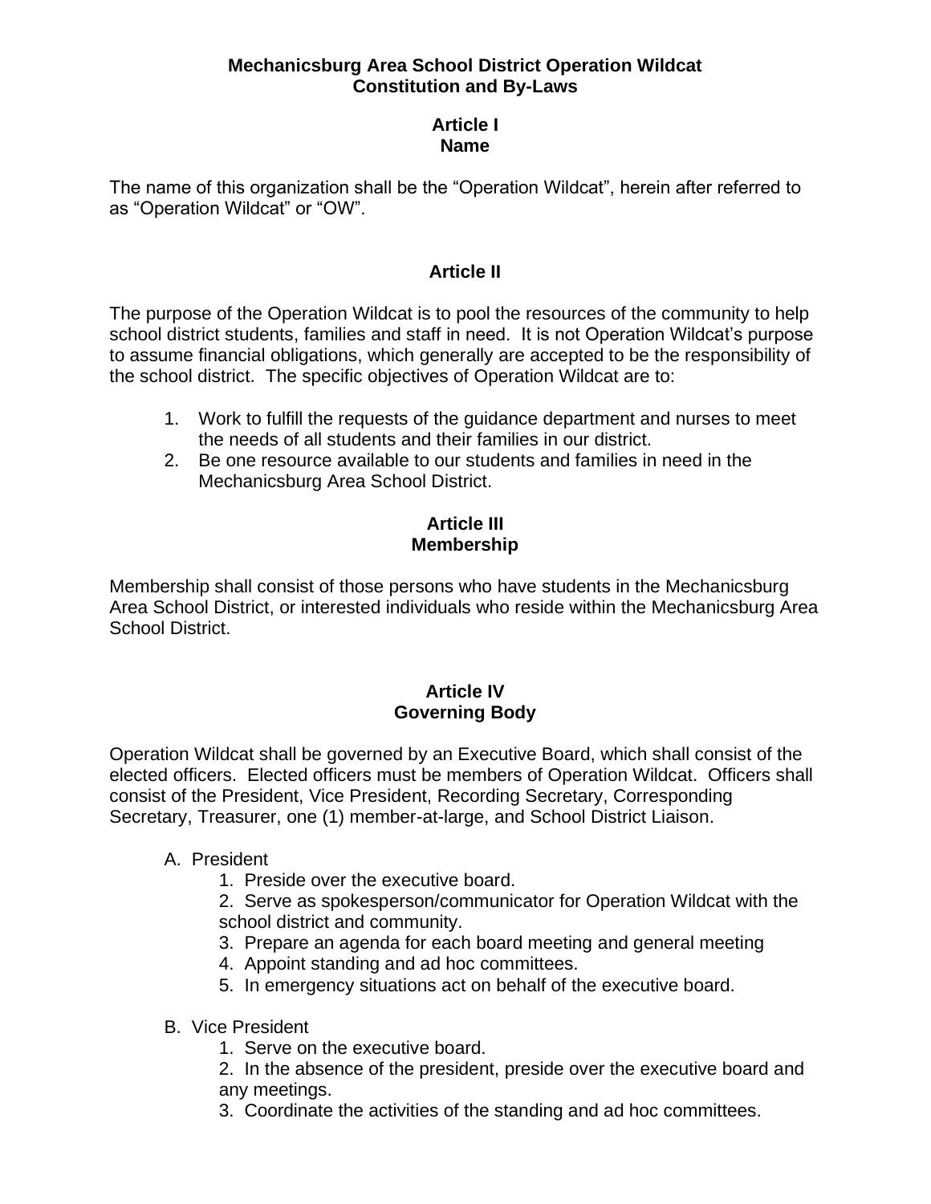# Mechanicsburg Area School District Operation Wildcat Constitution and By-Laws

## Article I
## Name

The name of this organization shall be the "Operation Wildcat", herein after referred to as "Operation Wildcat" or "OW".

## Article II

The purpose of the Operation Wildcat is to pool the resources of the community to help school district students, families and staff in need. It is not Operation Wildcat's purpose to assume financial obligations, which generally are accepted to be the responsibility of the school district. The specific objectives of Operation Wildcat are to:

1. Work to fulfill the requests of the guidance department and nurses to meet the needs of all students and their families in our district.
2. Be one resource available to our students and families in need in the Mechanicsburg Area School District.

## Article III
## Membership

Membership shall consist of those persons who have students in the Mechanicsburg Area School District, or interested individuals who reside within the Mechanicsburg Area School District.

## Article IV
## Governing Body

Operation Wildcat shall be governed by an Executive Board, which shall consist of the elected officers. Elected officers must be members of Operation Wildcat. Officers shall consist of the President, Vice President, Recording Secretary, Corresponding Secretary, Treasurer, one (1) member-at-large, and School District Liaison.

A. President
   1. Preside over the executive board.
   2. Serve as spokesperson/communicator for Operation Wildcat with the school district and community.
   3. Prepare an agenda for each board meeting and general meeting
   4. Appoint standing and ad hoc committees.
   5. In emergency situations act on behalf of the executive board.

B. Vice President
   1. Serve on the executive board.
   2. In the absence of the president, preside over the executive board and any meetings.
   3. Coordinate the activities of the standing and ad hoc committees.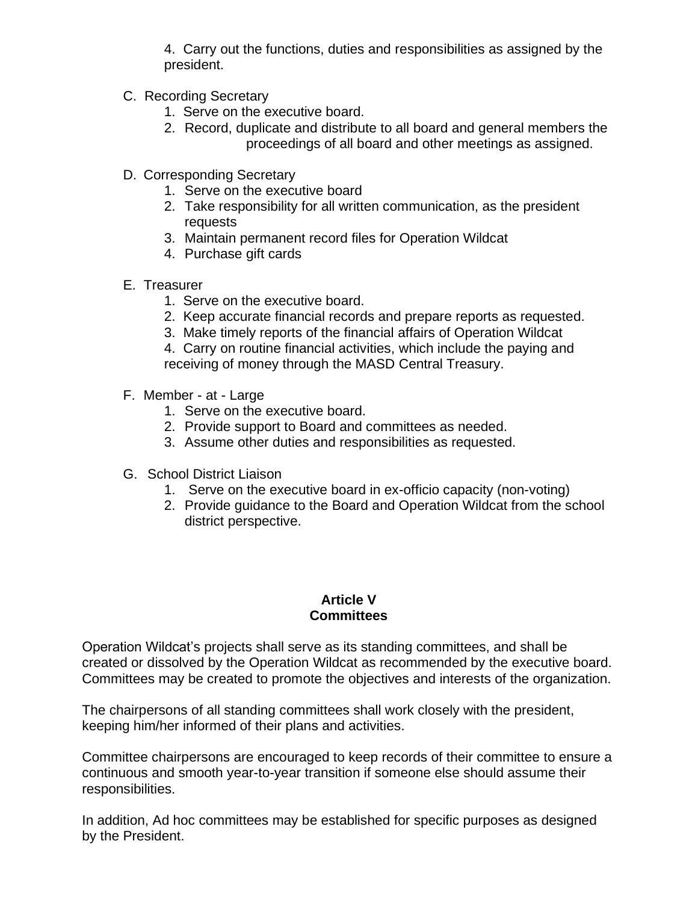4. Carry out the functions, duties and responsibilities as assigned by the president.

C. Recording Secretary
   1. Serve on the executive board.
   2. Record, duplicate and distribute to all board and general members the proceedings of all board and other meetings as assigned.

D. Corresponding Secretary
   1. Serve on the executive board
   2. Take responsibility for all written communication, as the president requests
   3. Maintain permanent record files for Operation Wildcat
   4. Purchase gift cards

E. Treasurer
   1. Serve on the executive board.
   2. Keep accurate financial records and prepare reports as requested.
   3. Make timely reports of the financial affairs of Operation Wildcat
   4. Carry on routine financial activities, which include the paying and receiving of money through the MASD Central Treasury.

F. Member - at - Large
   1. Serve on the executive board.
   2. Provide support to Board and committees as needed.
   3. Assume other duties and responsibilities as requested.

G. School District Liaison
   1. Serve on the executive board in ex-officio capacity (non-voting)
   2. Provide guidance to the Board and Operation Wildcat from the school district perspective.

## Article V
## Committees

Operation Wildcat's projects shall serve as its standing committees, and shall be created or dissolved by the Operation Wildcat as recommended by the executive board. Committees may be created to promote the objectives and interests of the organization.

The chairpersons of all standing committees shall work closely with the president, keeping him/her informed of their plans and activities.

Committee chairpersons are encouraged to keep records of their committee to ensure a continuous and smooth year-to-year transition if someone else should assume their responsibilities.

In addition, Ad hoc committees may be established for specific purposes as designed by the President.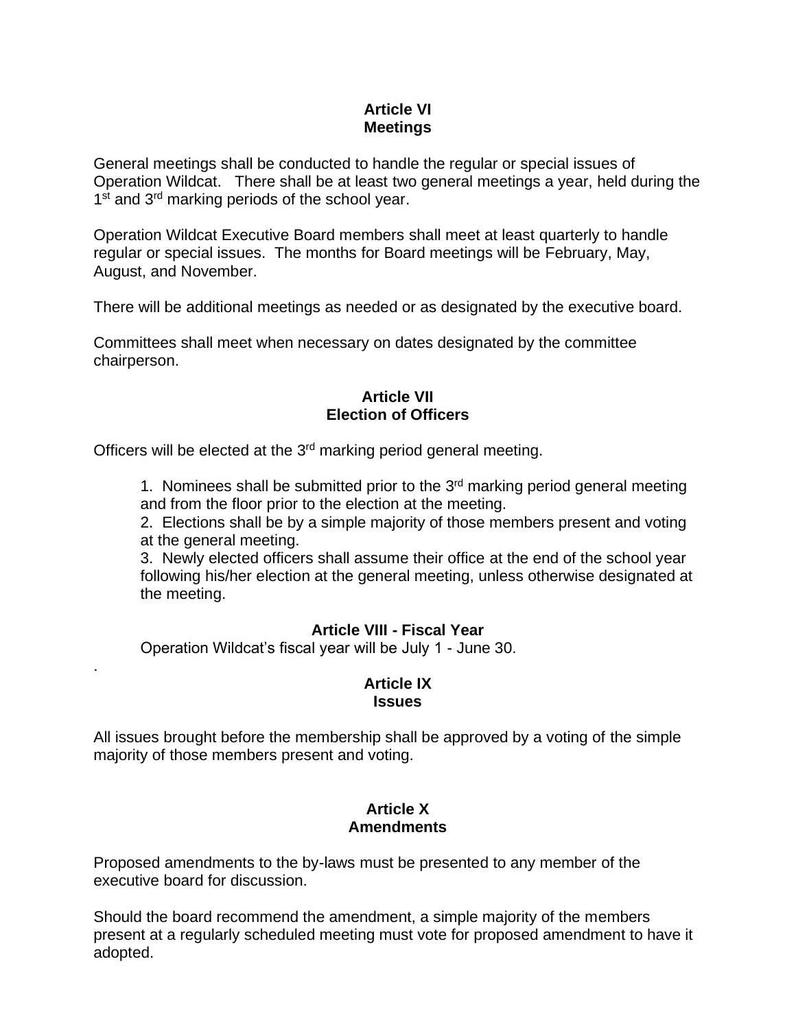## Article VI
## Meetings

General meetings shall be conducted to handle the regular or special issues of Operation Wildcat. There shall be at least two general meetings a year, held during the 1st and 3rd marking periods of the school year.

Operation Wildcat Executive Board members shall meet at least quarterly to handle regular or special issues. The months for Board meetings will be February, May, August, and November.

There will be additional meetings as needed or as designated by the executive board.

Committees shall meet when necessary on dates designated by the committee chairperson.

## Article VII
## Election of Officers

Officers will be elected at the 3rd marking period general meeting.

1. Nominees shall be submitted prior to the 3rd marking period general meeting and from the floor prior to the election at the meeting.
2. Elections shall be by a simple majority of those members present and voting at the general meeting.
3. Newly elected officers shall assume their office at the end of the school year following his/her election at the general meeting, unless otherwise designated at the meeting.

## Article VIII - Fiscal Year

Operation Wildcat's fiscal year will be July 1 - June 30.

## Article IX
## Issues

All issues brought before the membership shall be approved by a voting of the simple majority of those members present and voting.

## Article X
## Amendments

Proposed amendments to the by-laws must be presented to any member of the executive board for discussion.

Should the board recommend the amendment, a simple majority of the members present at a regularly scheduled meeting must vote for proposed amendment to have it adopted.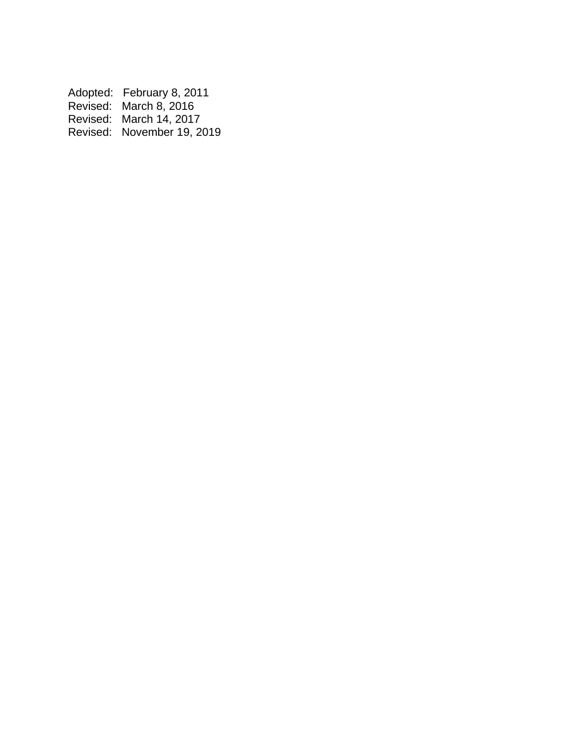Adopted: February 8, 2011
Revised: March 8, 2016
Revised: March 14, 2017
Revised: November 19, 2019